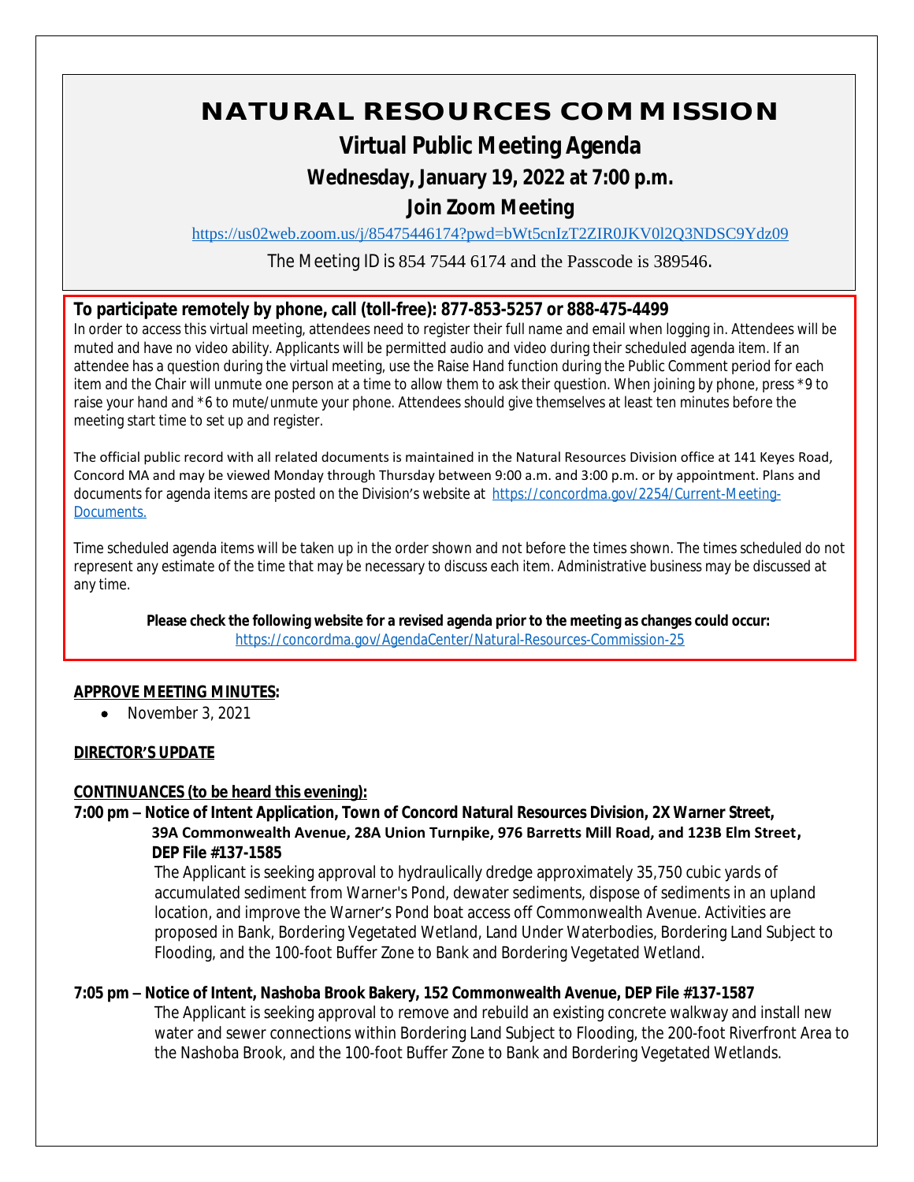# NATURAL RESOURCES COMMISSION

## Virtual Public Meeting Agenda

### Wednesday, January 19, 2022 at 7:00 p.m.

### Join Zoom Meeting

https://us02web.zoom.us/j/85475446174?pwd=bWt5cnIzT2ZIR0JKV0l2Q3NDSC9Ydz09

The Meeting ID is 854 7544 6174 and the Passcode is 389546.

**To participate remotely by phone, call (toll-free): 877-853-5257 or 888-475-4499**

In order to access this virtual meeting, attendees need to register their full name and email when logging in. Attendees will be muted and have no video ability. Applicants will be permitted audio and video during their scheduled agenda item. If an attendee has a question during the virtual meeting, use the Raise Hand function during the Public Comment period for each item and the Chair will unmute one person at a time to allow them to ask their question. When joining by phone, press *9 to raise your hand and *6 to mute/unmute your phone. Attendees should give themselves at least ten minutes before the meeting start time to set up and register.

The official public record with all related documents is maintained in the Natural Resources Division office at 141 Keyes Road, Concord MA and may be viewed Monday through Thursday between 9:00 a.m. and 3:00 p.m. or by appointment. Plans and documents for agenda items are posted on the Division's website at https://concordma.gov/2254/Current-Meeting-Documents.

Time scheduled agenda items will be taken up in the order shown and not before the times shown. The times scheduled do not represent any estimate of the time that may be necessary to discuss each item. Administrative business may be discussed at any time.

**Please check the following website for a revised agenda prior to the meeting as changes could occur:**
https://concordma.gov/AgendaCenter/Natural-Resources-Commission-25

**APPROVE MEETING MINUTES:**

- November 3, 2021

**DIRECTOR'S UPDATE**

**CONTINUANCES (to be heard this evening):**

**7:00 pm – Notice of Intent Application, Town of Concord Natural Resources Division, 2X Warner Street, 39A Commonwealth Avenue, 28A Union Turnpike, 976 Barretts Mill Road, and 123B Elm Street, DEP File #137-1585**

The Applicant is seeking approval to hydraulically dredge approximately 35,750 cubic yards of accumulated sediment from Warner's Pond, dewater sediments, dispose of sediments in an upland location, and improve the Warner's Pond boat access off Commonwealth Avenue. Activities are proposed in Bank, Bordering Vegetated Wetland, Land Under Waterbodies, Bordering Land Subject to Flooding, and the 100-foot Buffer Zone to Bank and Bordering Vegetated Wetland.

**7:05 pm – Notice of Intent, Nashoba Brook Bakery, 152 Commonwealth Avenue, DEP File #137-1587**

The Applicant is seeking approval to remove and rebuild an existing concrete walkway and install new water and sewer connections within Bordering Land Subject to Flooding, the 200-foot Riverfront Area to the Nashoba Brook, and the 100-foot Buffer Zone to Bank and Bordering Vegetated Wetlands.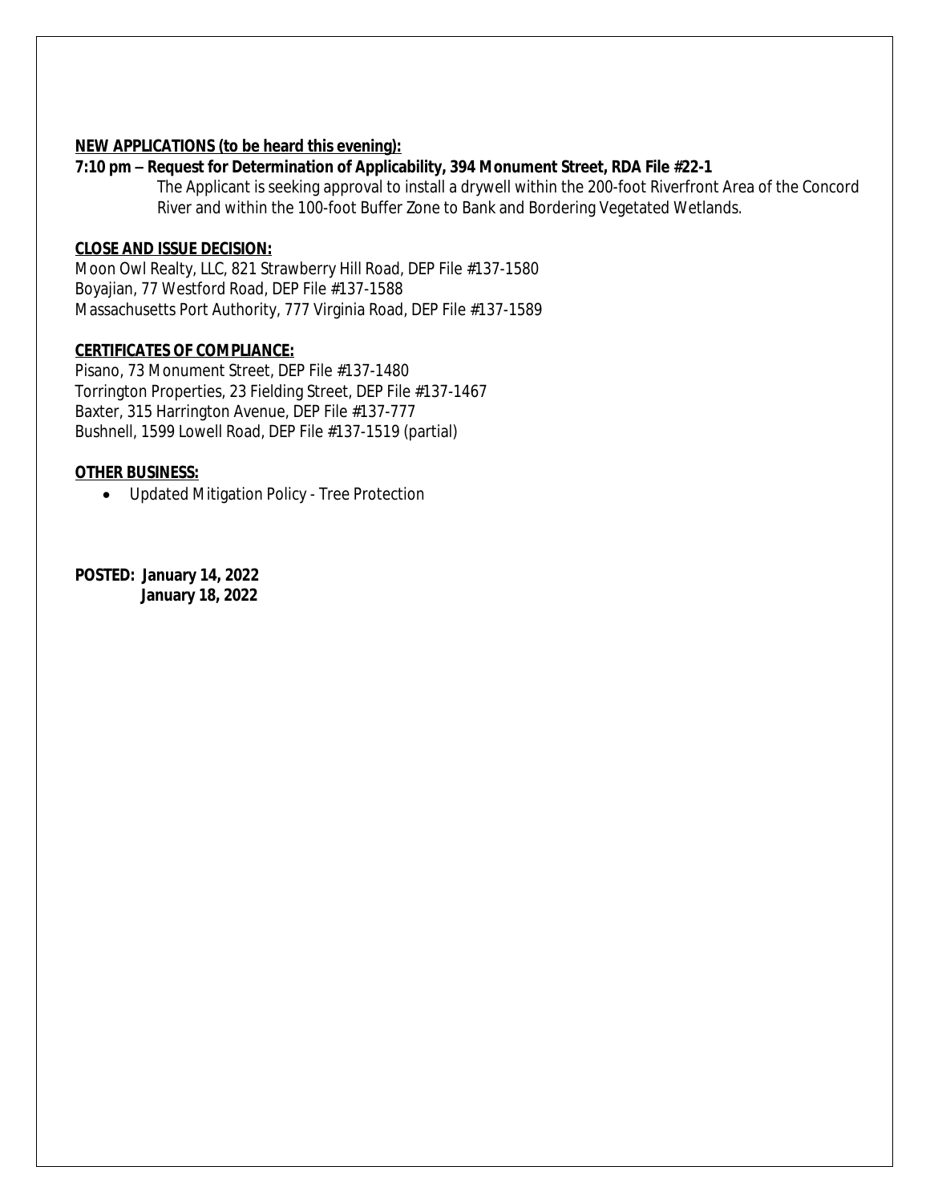**NEW APPLICATIONS (to be heard this evening):**

**7:10 pm – Request for Determination of Applicability, 394 Monument Street, RDA File #22-1**

The Applicant is seeking approval to install a drywell within the 200-foot Riverfront Area of the Concord River and within the 100-foot Buffer Zone to Bank and Bordering Vegetated Wetlands.

**CLOSE AND ISSUE DECISION:**

Moon Owl Realty, LLC, 821 Strawberry Hill Road, DEP File #137-1580
Boyajian, 77 Westford Road, DEP File #137-1588
Massachusetts Port Authority, 777 Virginia Road, DEP File #137-1589

**CERTIFICATES OF COMPLIANCE:**

Pisano, 73 Monument Street, DEP File #137-1480
Torrington Properties, 23 Fielding Street, DEP File #137-1467
Baxter, 315 Harrington Avenue, DEP File #137-777
Bushnell, 1599 Lowell Road, DEP File #137-1519 (partial)

**OTHER BUSINESS:**

- Updated Mitigation Policy - Tree Protection

**POSTED: January 14, 2022**
**January 18, 2022**